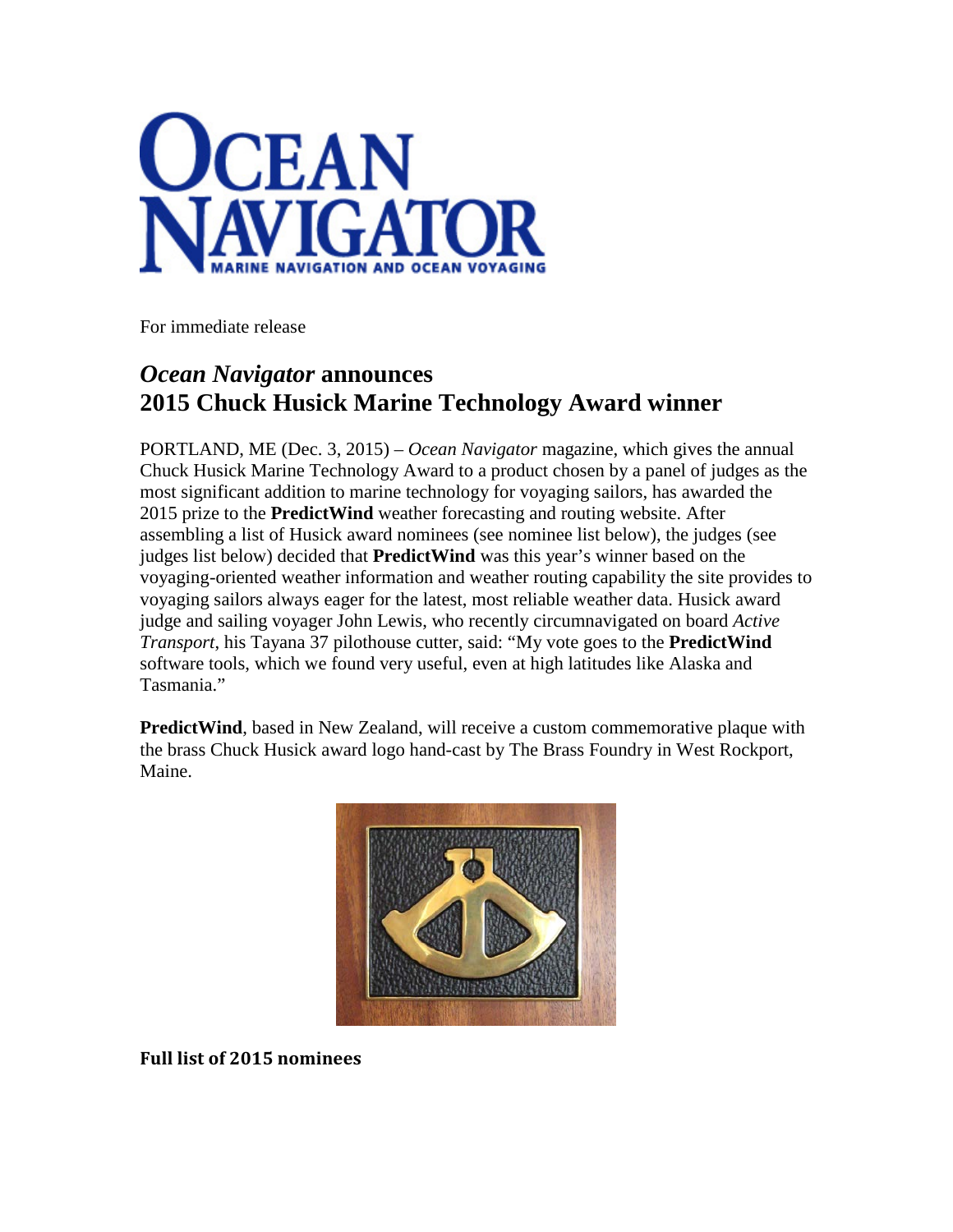# Ocean Navigator

MARINE NAVIGATION AND OCEAN VOYAGING

For immediate release

## *Ocean Navigator* announces 2015 Chuck Husick Marine Technology Award winner

PORTLAND, ME (Dec. 3, 2015) – *Ocean Navigator* magazine, which gives the annual Chuck Husick Marine Technology Award to a product chosen by a panel of judges as the most significant addition to marine technology for voyaging sailors, has awarded the 2015 prize to the **PredictWind** weather forecasting and routing website. After assembling a list of Husick award nominees (see nominee list below), the judges (see judges list below) decided that **PredictWind** was this year's winner based on the voyaging-oriented weather information and weather routing capability the site provides to voyaging sailors always eager for the latest, most reliable weather data. Husick award judge and sailing voyager John Lewis, who recently circumnavigated on board *Active Transport*, his Tayana 37 pilothouse cutter, said: "My vote goes to the **PredictWind** software tools, which we found very useful, even at high latitudes like Alaska and Tasmania."

**PredictWind**, based in New Zealand, will receive a custom commemorative plaque with the brass Chuck Husick award logo hand-cast by The Brass Foundry in West Rockport, Maine.

**Full list of 2015 nominees**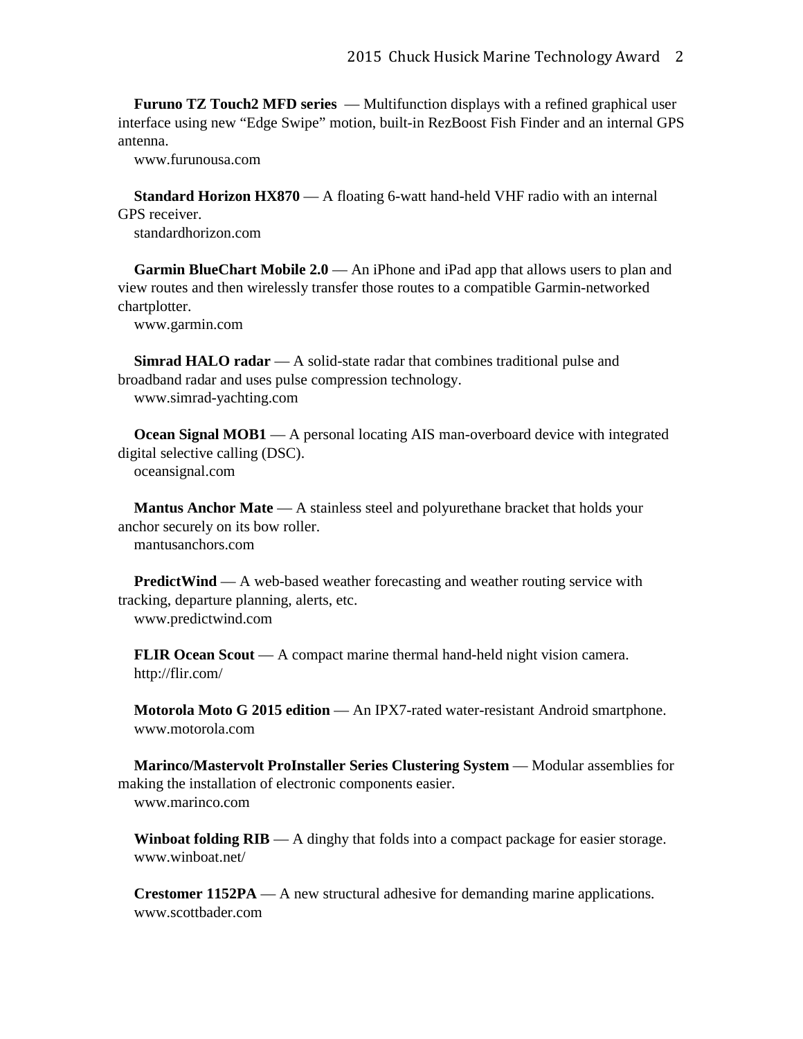**Furuno TZ Touch2 MFD series** — Multifunction displays with a refined graphical user interface using new "Edge Swipe" motion, built-in RezBoost Fish Finder and an internal GPS antenna.
www.furunousa.com

**Standard Horizon HX870** — A floating 6-watt hand-held VHF radio with an internal GPS receiver.
standardhorizon.com

**Garmin BlueChart Mobile 2.0** — An iPhone and iPad app that allows users to plan and view routes and then wirelessly transfer those routes to a compatible Garmin-networked chartplotter.
www.garmin.com

**Simrad HALO radar** — A solid-state radar that combines traditional pulse and broadband radar and uses pulse compression technology.
www.simrad-yachting.com

**Ocean Signal MOB1** — A personal locating AIS man-overboard device with integrated digital selective calling (DSC).
oceansignal.com

**Mantus Anchor Mate** — A stainless steel and polyurethane bracket that holds your anchor securely on its bow roller.
mantusanchors.com

**PredictWind** — A web-based weather forecasting and weather routing service with tracking, departure planning, alerts, etc.
www.predictwind.com

**FLIR Ocean Scout** — A compact marine thermal hand-held night vision camera.
http://flir.com/

**Motorola Moto G 2015 edition** — An IPX7-rated water-resistant Android smartphone.
www.motorola.com

**Marinco/Mastervolt ProInstaller Series Clustering System** — Modular assemblies for making the installation of electronic components easier.
www.marinco.com

**Winboat folding RIB** — A dinghy that folds into a compact package for easier storage.
www.winboat.net/

**Crestomer 1152PA** — A new structural adhesive for demanding marine applications.
www.scottbader.com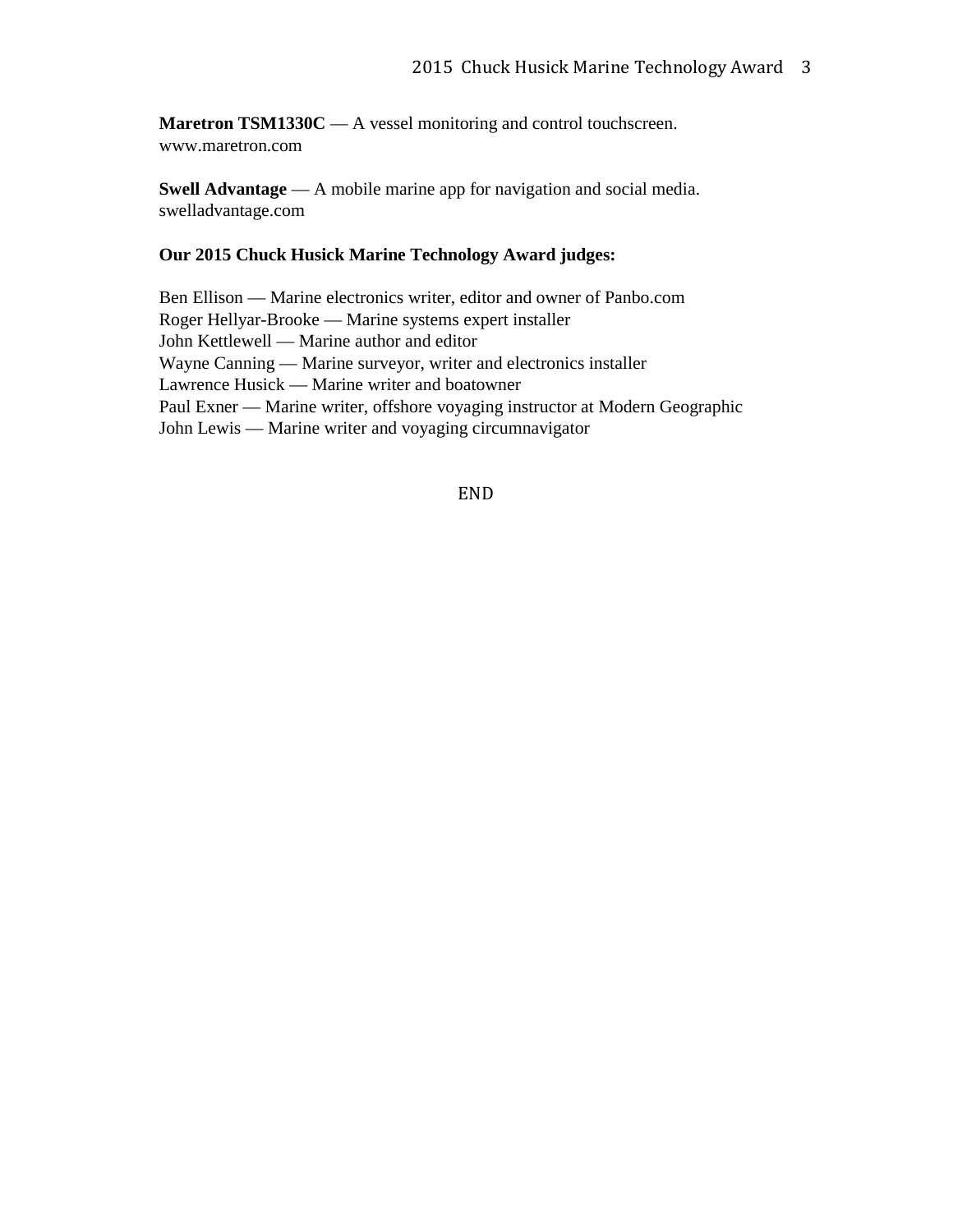**Maretron TSM1330C** — A vessel monitoring and control touchscreen.
www.maretron.com

**Swell Advantage** — A mobile marine app for navigation and social media.
swelladvantage.com

**Our 2015 Chuck Husick Marine Technology Award judges:**

Ben Ellison — Marine electronics writer, editor and owner of Panbo.com
Roger Hellyar-Brooke — Marine systems expert installer
John Kettlewell — Marine author and editor
Wayne Canning — Marine surveyor, writer and electronics installer
Lawrence Husick — Marine writer and boatowner
Paul Exner — Marine writer, offshore voyaging instructor at Modern Geographic
John Lewis — Marine writer and voyaging circumnavigator

END